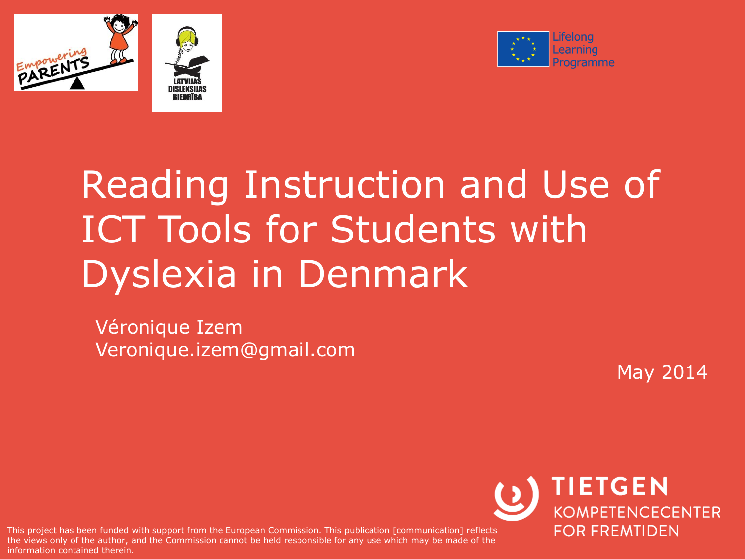Empowering PARENTS

LATVIJAS DISLEKSIJAS BIEDRĪBA

Lifelong Learning Programme

# Reading Instruction and Use of ICT Tools for Students with Dyslexia in Denmark

Véronique Izem
Veronique.izem@gmail.com

May 2014

TIETGEN KOMPETENCECENTER FOR FREMTIDEN

This project has been funded with support from the European Commission. This publication [communication] reflects the views only of the author, and the Commission cannot be held responsible for any use which may be made of the information contained therein.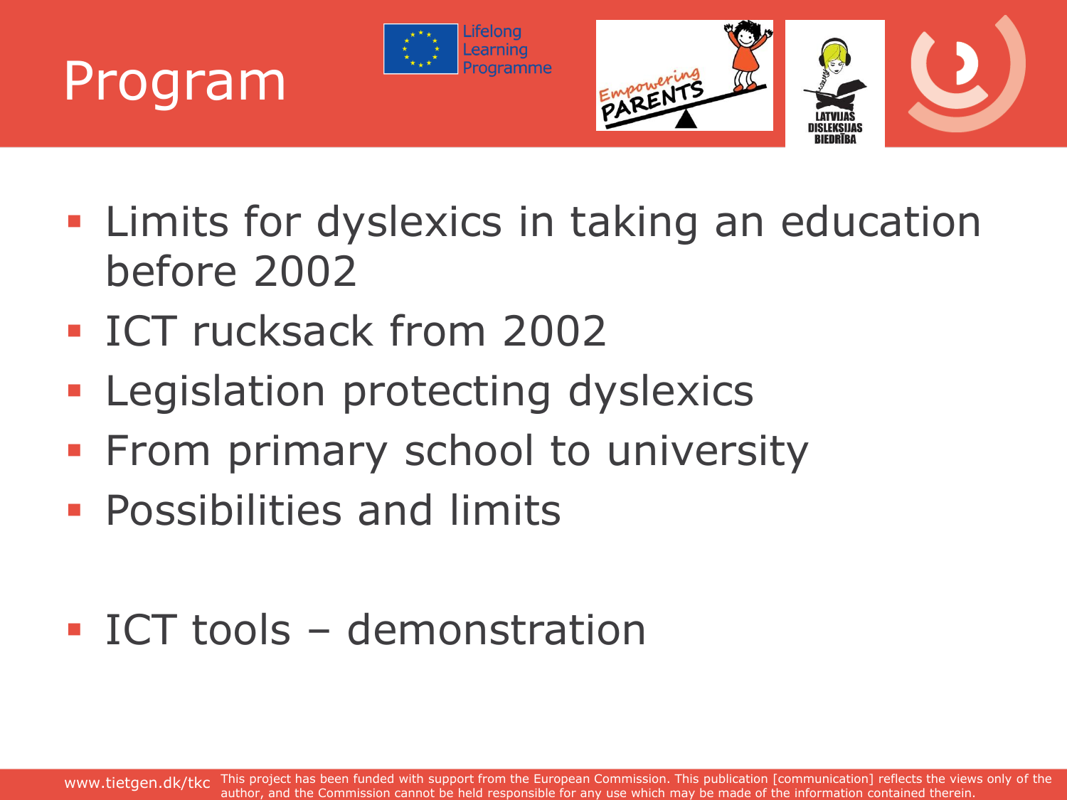# Program

- Limits for dyslexics in taking an education before 2002
- ICT rucksack from 2002
- Legislation protecting dyslexics
- From primary school to university
- Possibilities and limits

- ICT tools – demonstration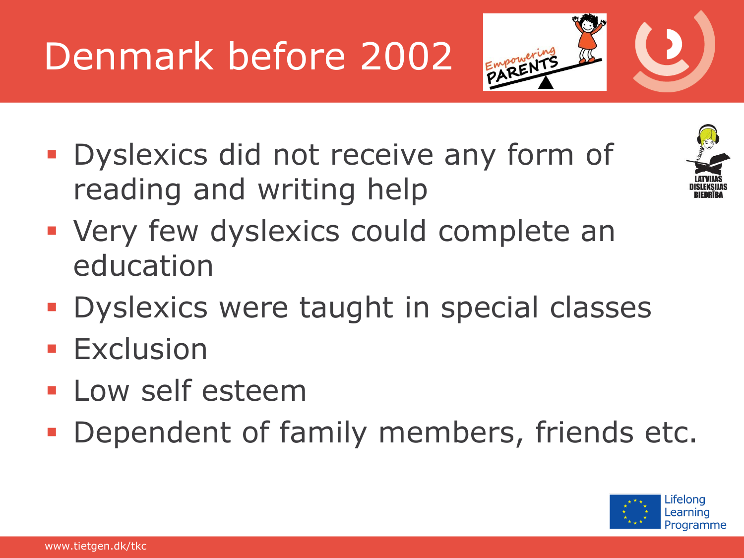# Denmark before 2002

- Dyslexics did not receive any form of reading and writing help
- Very few dyslexics could complete an education
- Dyslexics were taught in special classes
- Exclusion
- Low self esteem
- Dependent of family members, friends etc.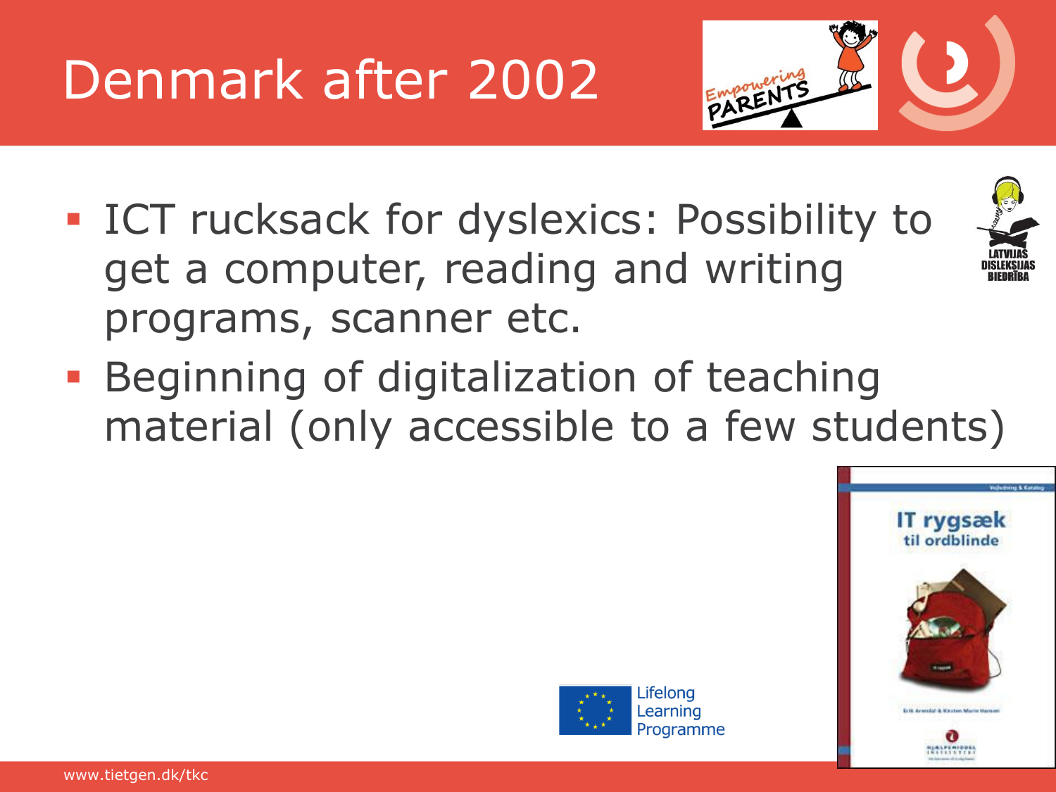# Denmark after 2002

- ICT rucksack for dyslexics: Possibility to get a computer, reading and writing programs, scanner etc.
- Beginning of digitalization of teaching material (only accessible to a few students)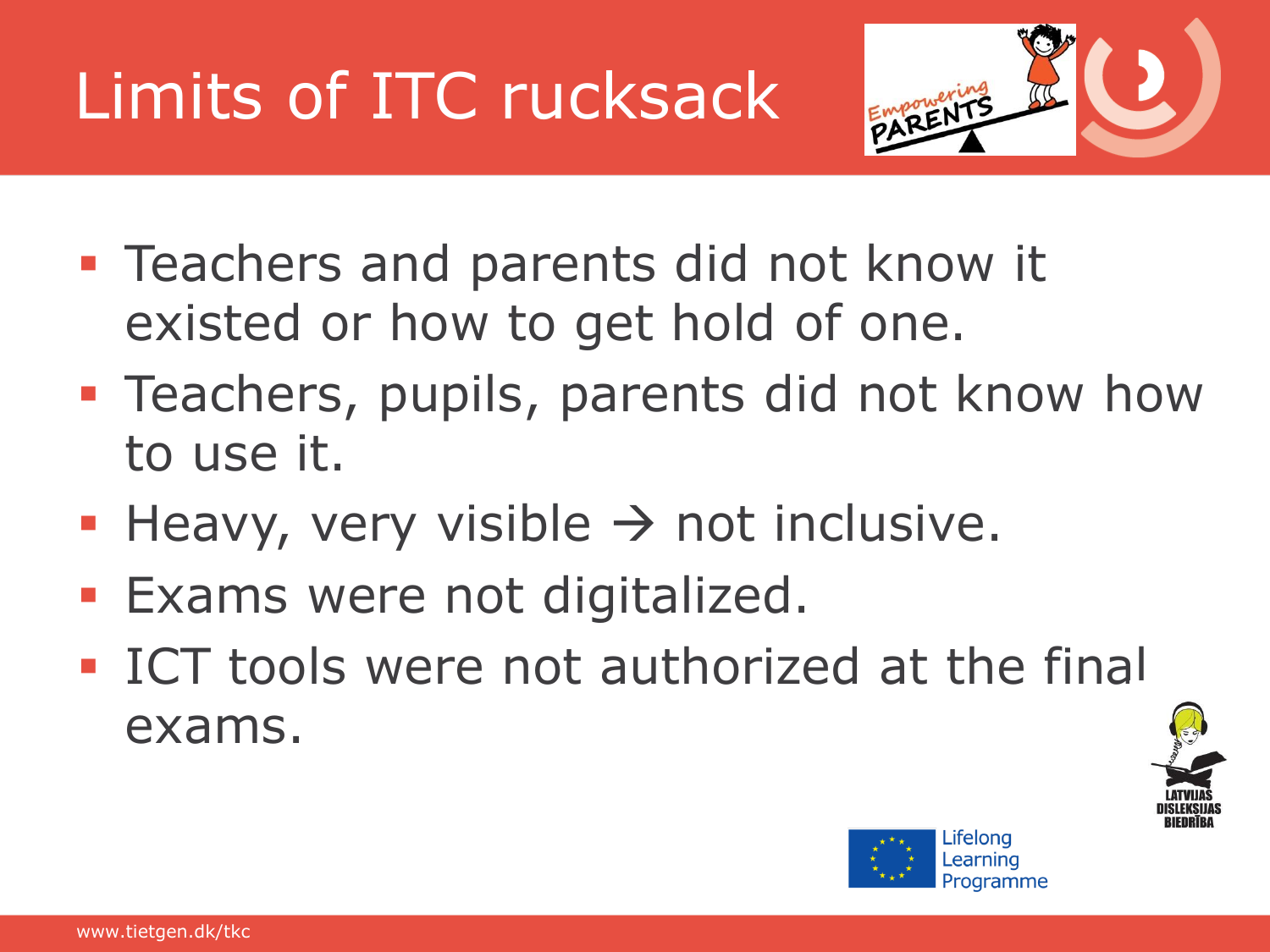# Limits of ITC rucksack

- Teachers and parents did not know it existed or how to get hold of one.
- Teachers, pupils, parents did not know how to use it.
- Heavy, very visible → not inclusive.
- Exams were not digitalized.
- ICT tools were not authorized at the final exams.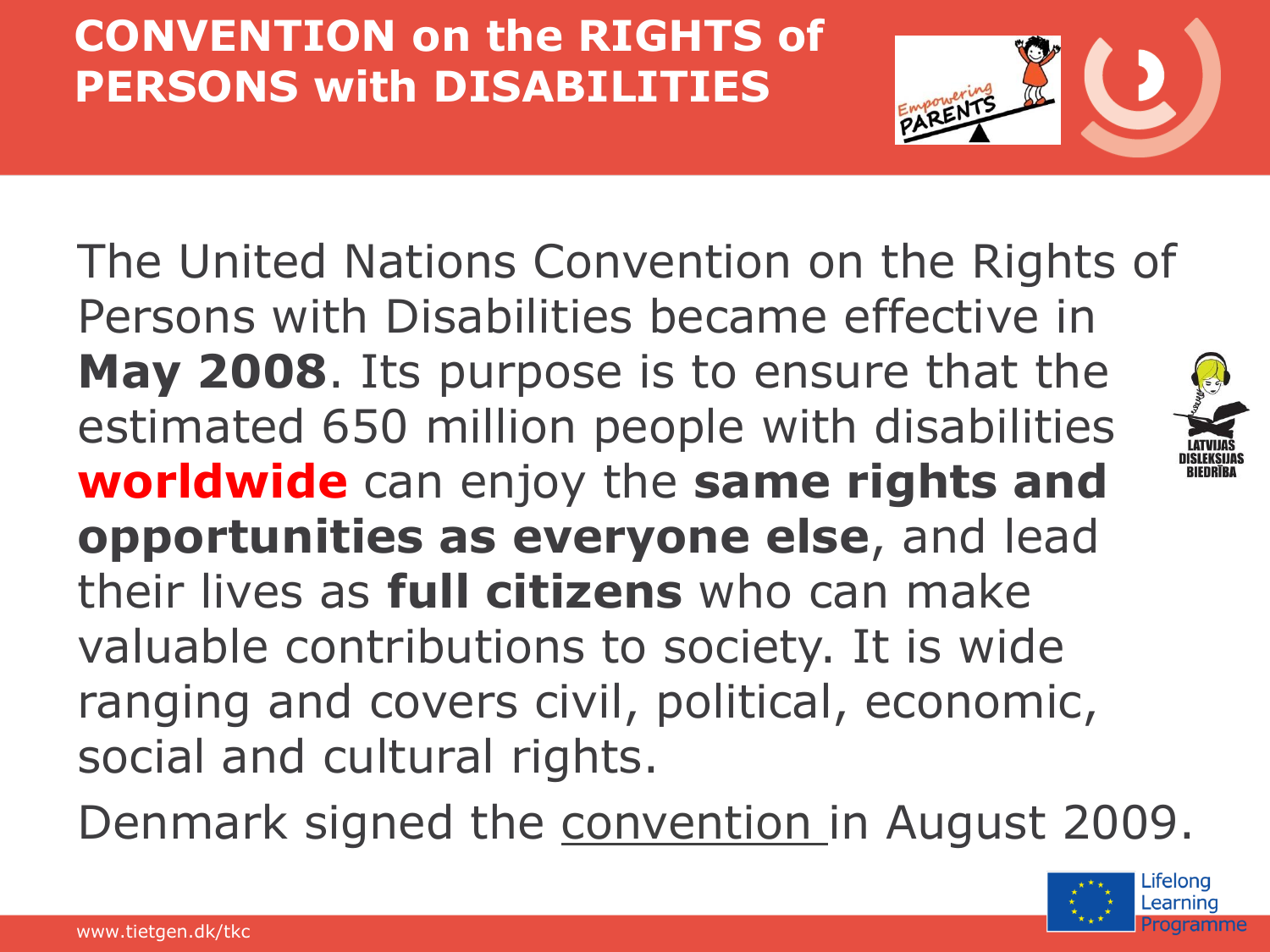# CONVENTION on the RIGHTS of PERSONS with DISABILITIES

The United Nations Convention on the Rights of Persons with Disabilities became effective in **May 2008**. Its purpose is to ensure that the estimated 650 million people with disabilities **worldwide** can enjoy the **same rights and opportunities as everyone else**, and lead their lives as **full citizens** who can make valuable contributions to society. It is wide ranging and covers civil, political, economic, social and cultural rights.

Denmark signed the convention in August 2009.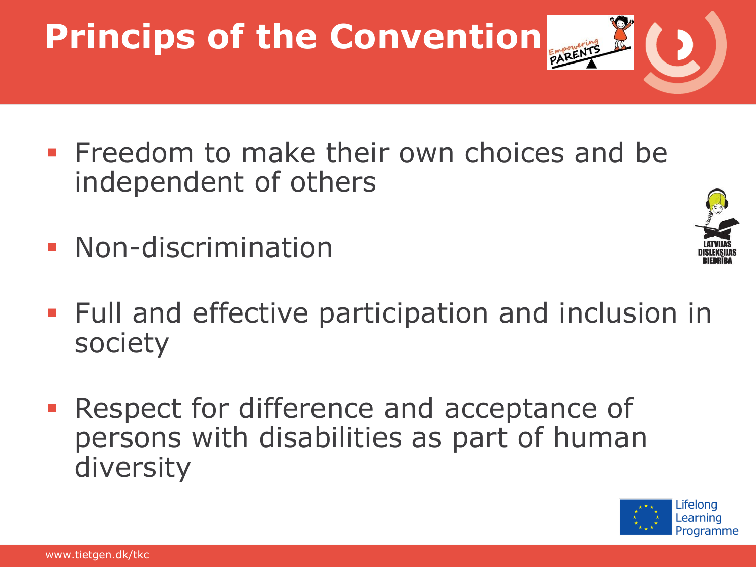# Princips of the Convention

- Freedom to make their own choices and be independent of others
- Non-discrimination
- Full and effective participation and inclusion in society
- Respect for difference and acceptance of persons with disabilities as part of human diversity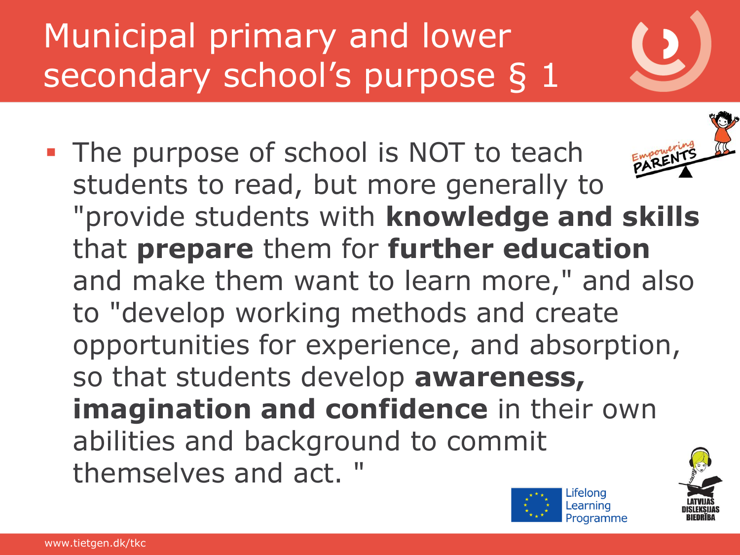# Municipal primary and lower secondary school's purpose § 1

- The purpose of school is NOT to teach students to read, but more generally to "provide students with **knowledge and skills** that **prepare** them for **further education** and make them want to learn more," and also to "develop working methods and create opportunities for experience, and absorption, so that students develop **awareness, imagination and confidence** in their own abilities and background to commit themselves and act. "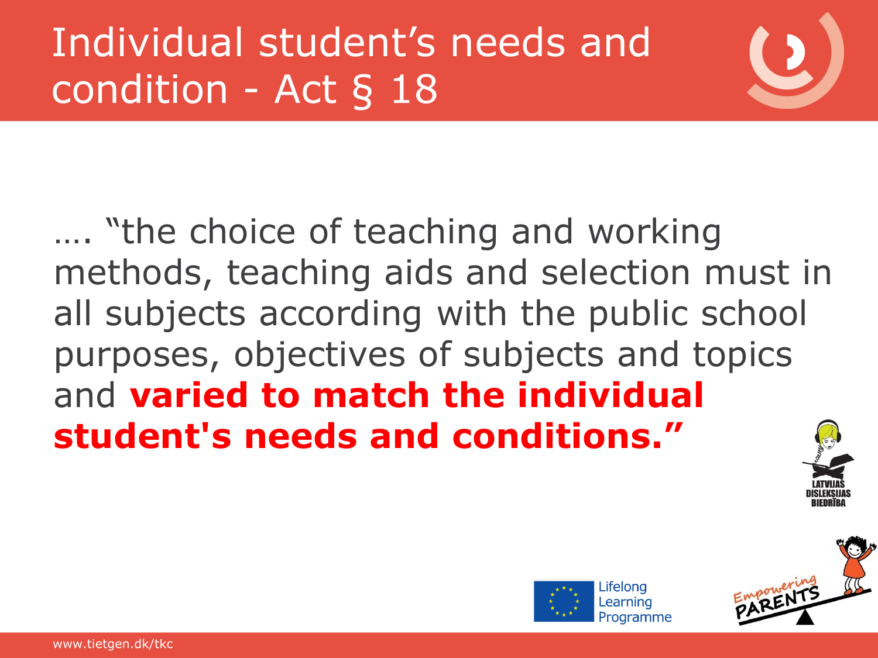# Individual student's needs and condition - Act § 18

…. "the choice of teaching and working methods, teaching aids and selection must in all subjects according with the public school purposes, objectives of subjects and topics and **varied to match the individual student's needs and conditions."**

LATVIJAS DISLEKSIJAS BIEDRĪBA

Lifelong Learning Programme

Empowering PARENTS

www.tietgen.dk/tkc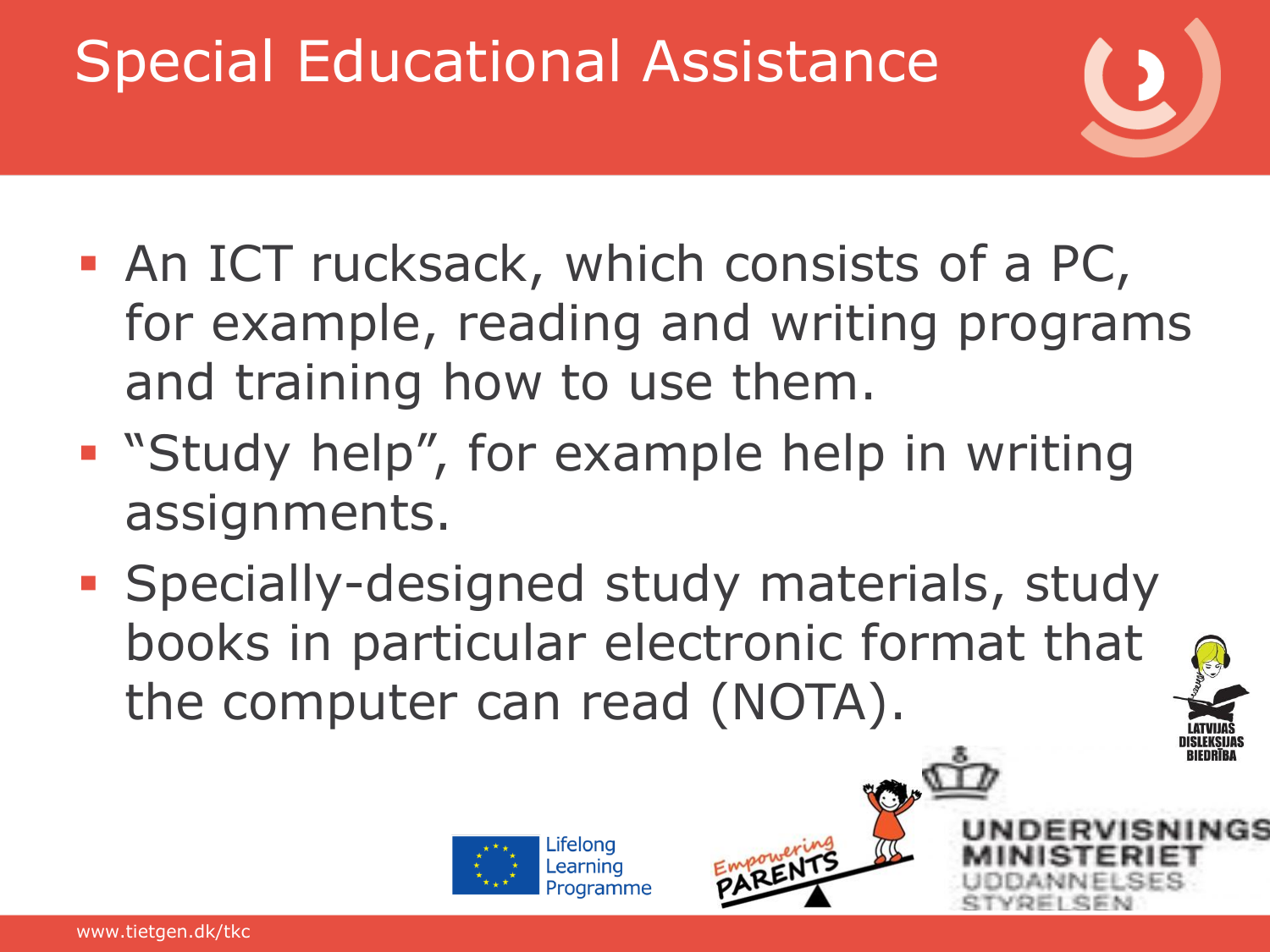# Special Educational Assistance

- An ICT rucksack, which consists of a PC, for example, reading and writing programs and training how to use them.
- "Study help", for example help in writing assignments.
- Specially-designed study materials, study books in particular electronic format that the computer can read (NOTA).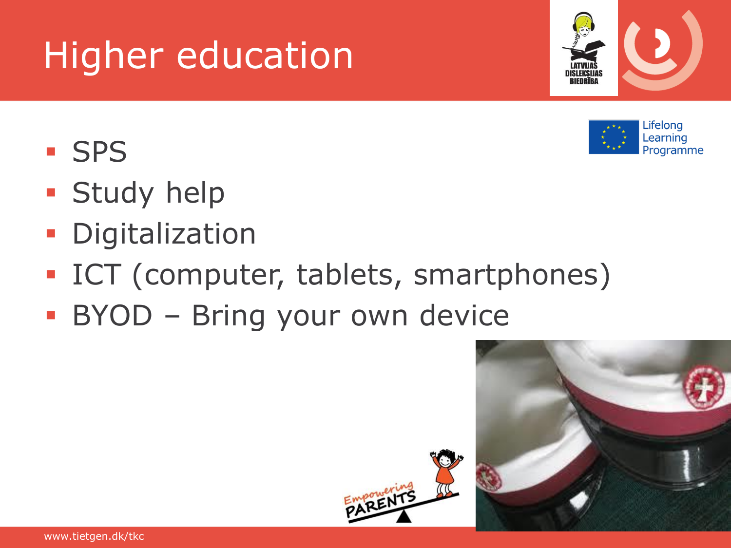# Higher education

- SPS
- Study help
- Digitalization
- ICT (computer, tablets, smartphones)
- BYOD – Bring your own device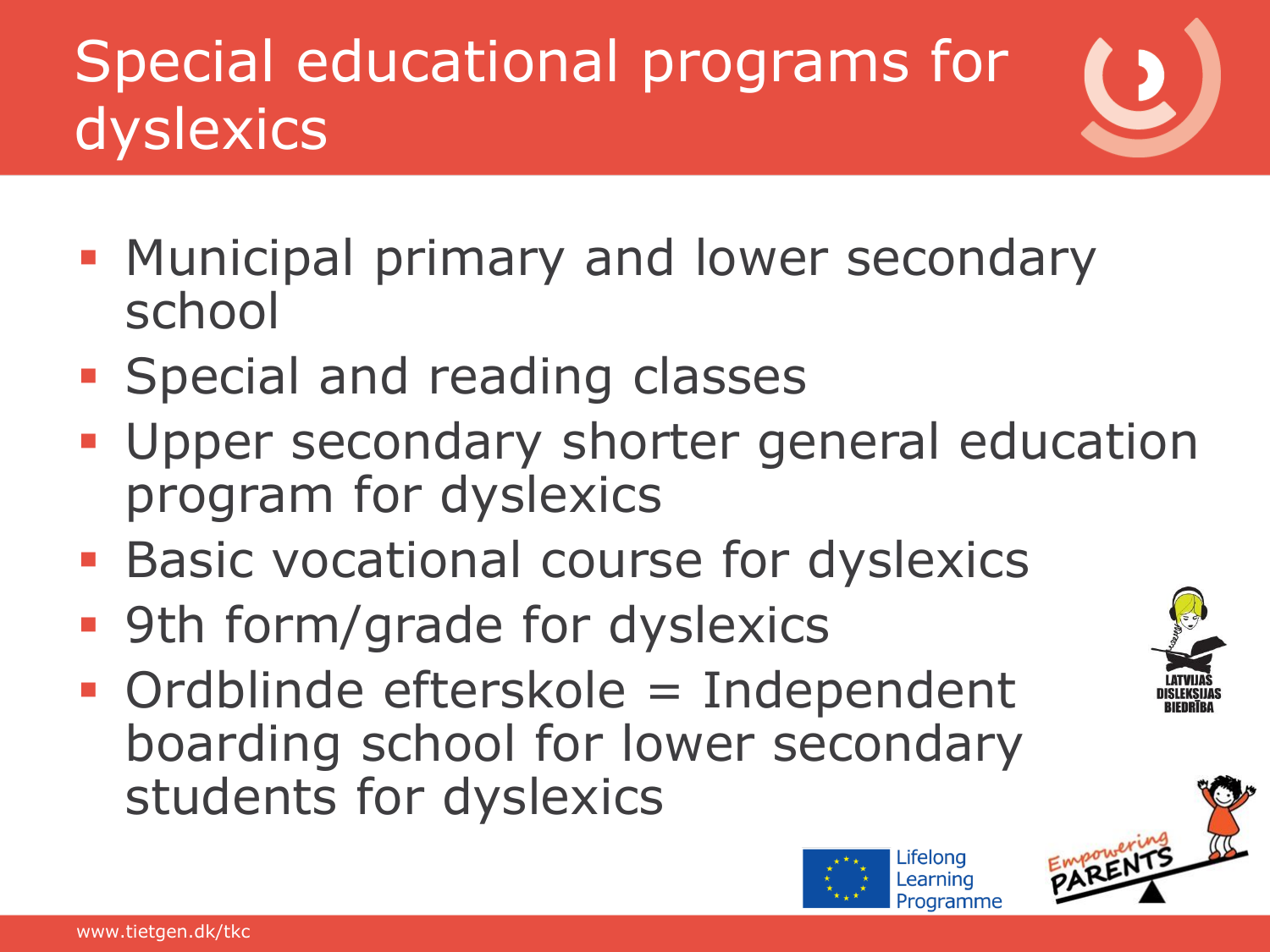# Special educational programs for dyslexics

- Municipal primary and lower secondary school
- Special and reading classes
- Upper secondary shorter general education program for dyslexics
- Basic vocational course for dyslexics
- 9th form/grade for dyslexics
- Ordblinde efterskole = Independent boarding school for lower secondary students for dyslexics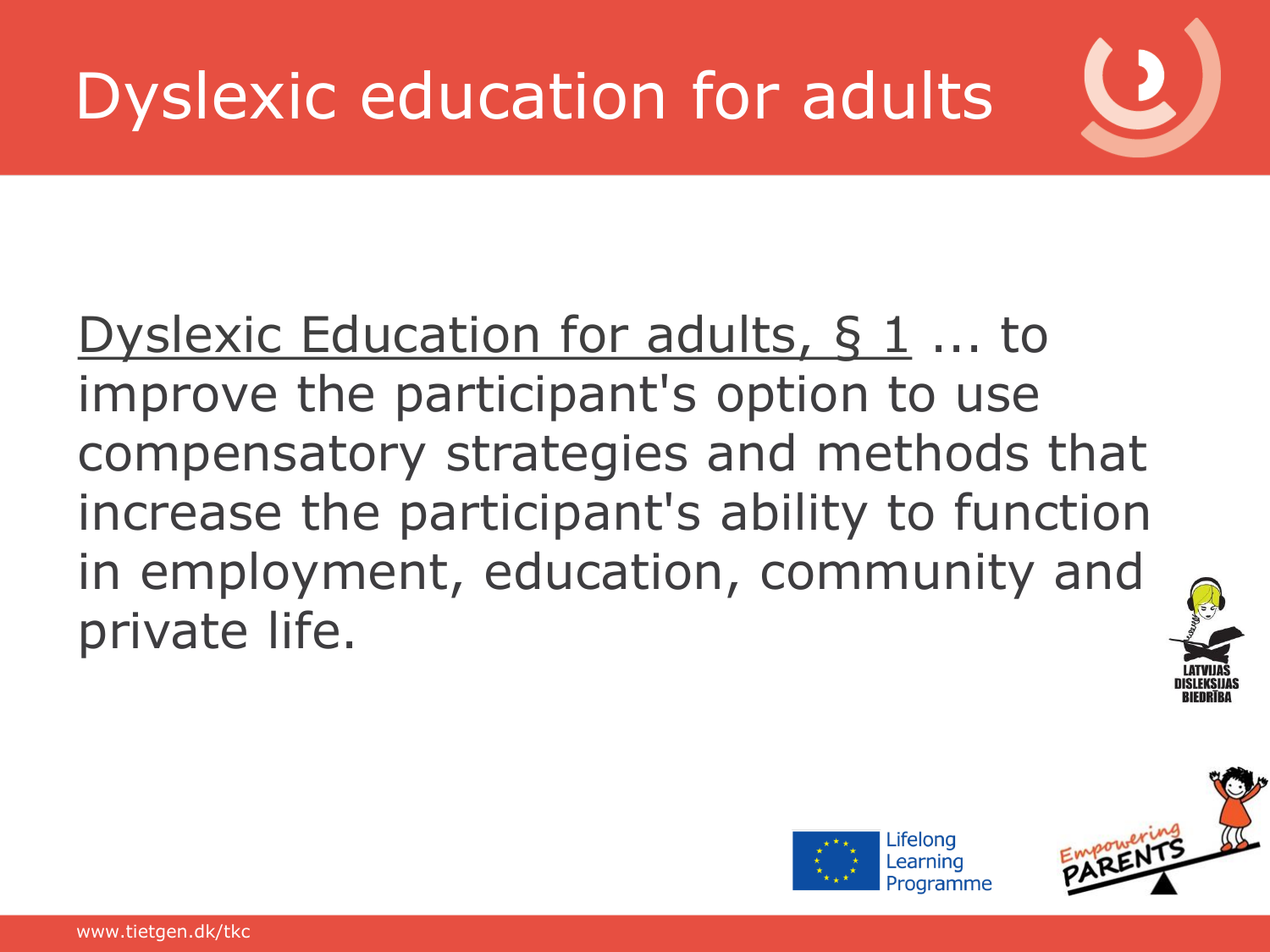# Dyslexic education for adults

Dyslexic Education for adults, § 1 ... to improve the participant's option to use compensatory strategies and methods that increase the participant's ability to function in employment, education, community and private life.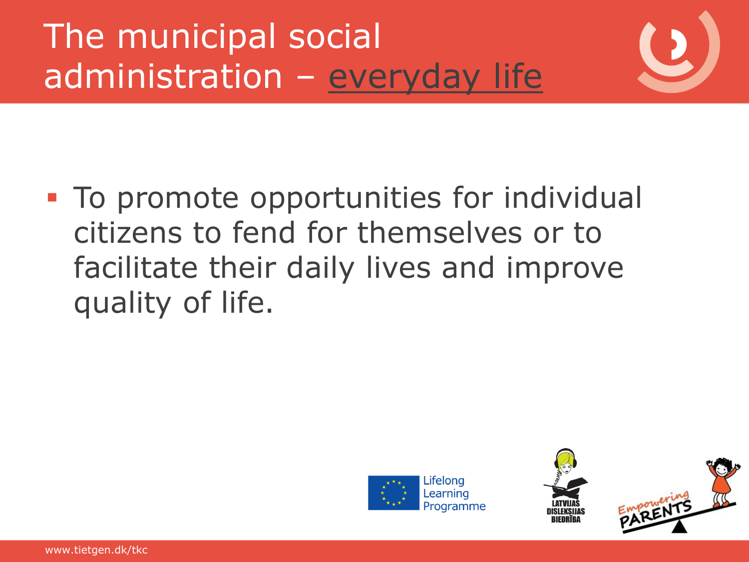# The municipal social administration – everyday life

- To promote opportunities for individual citizens to fend for themselves or to facilitate their daily lives and improve quality of life.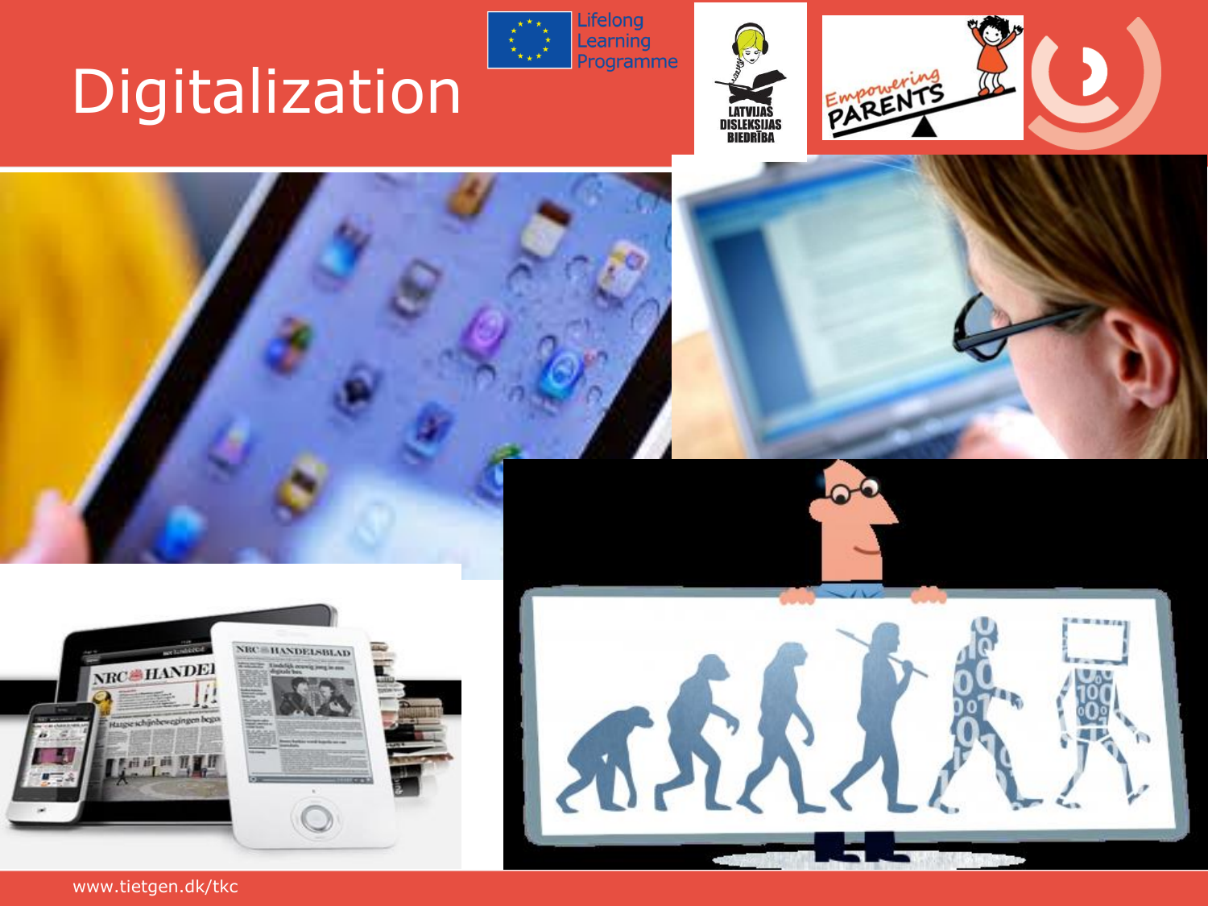# Digitalization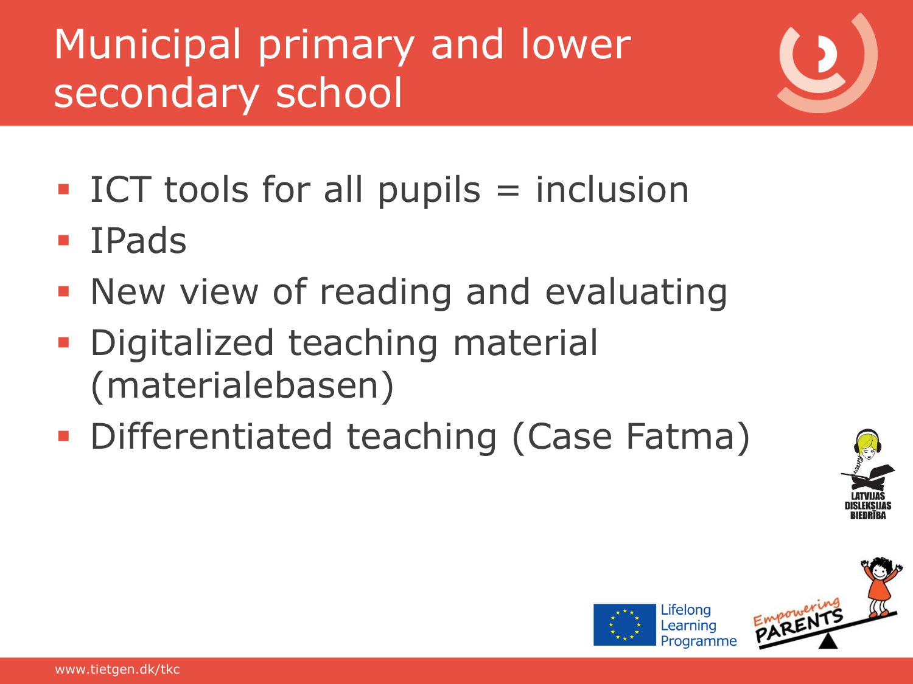# Municipal primary and lower secondary school

- ICT tools for all pupils = inclusion
- IPads
- New view of reading and evaluating
- Digitalized teaching material (materialebasen)
- Differentiated teaching (Case Fatma)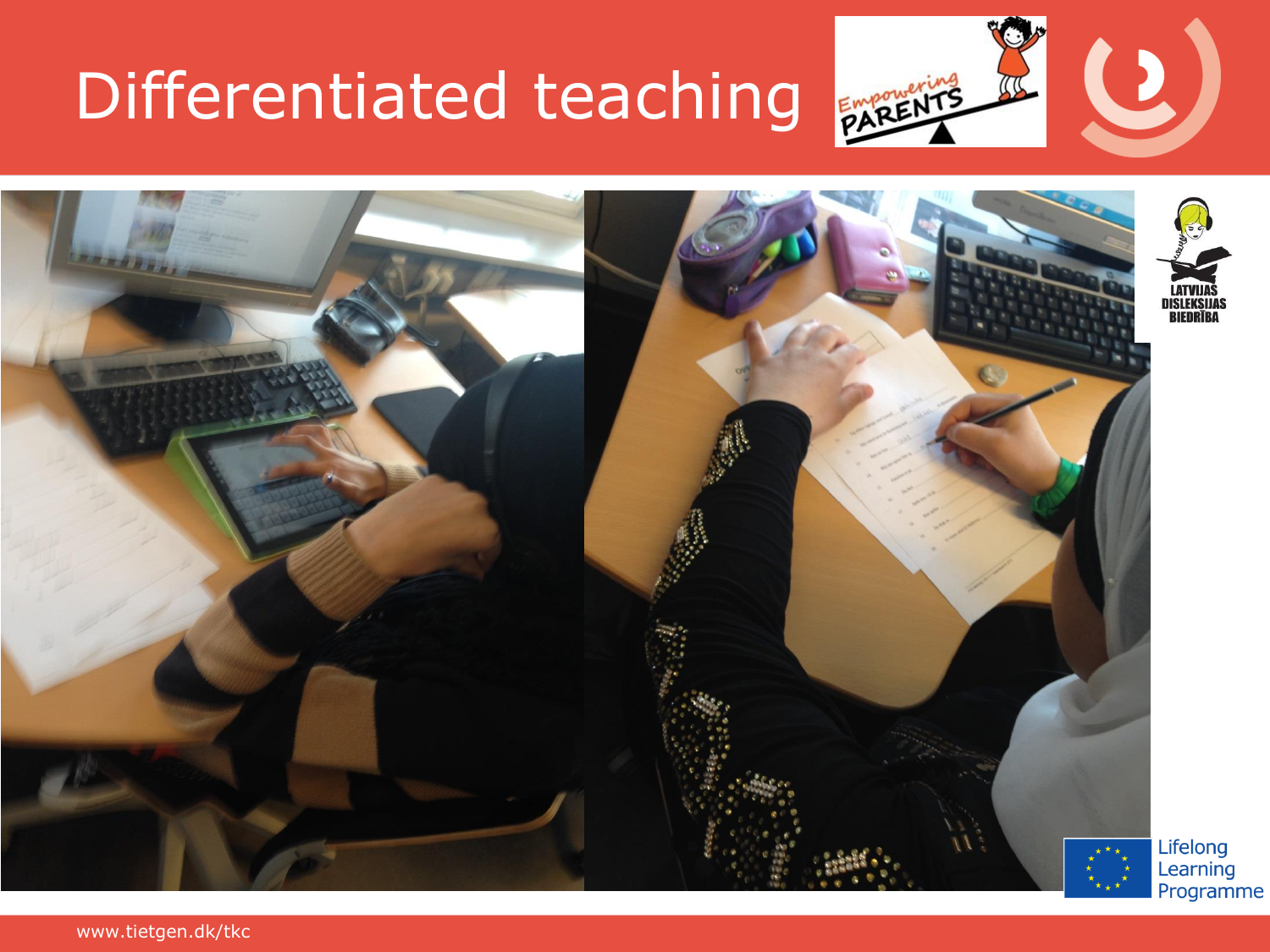# Differentiated teaching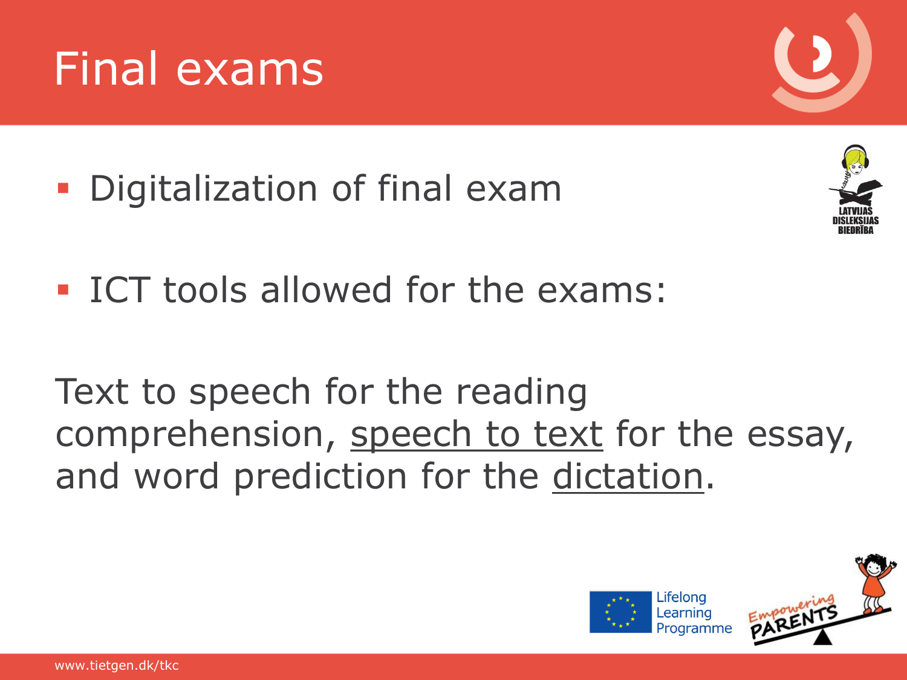# Final exams

- Digitalization of final exam

- ICT tools allowed for the exams:

Text to speech for the reading comprehension, speech to text for the essay, and word prediction for the dictation.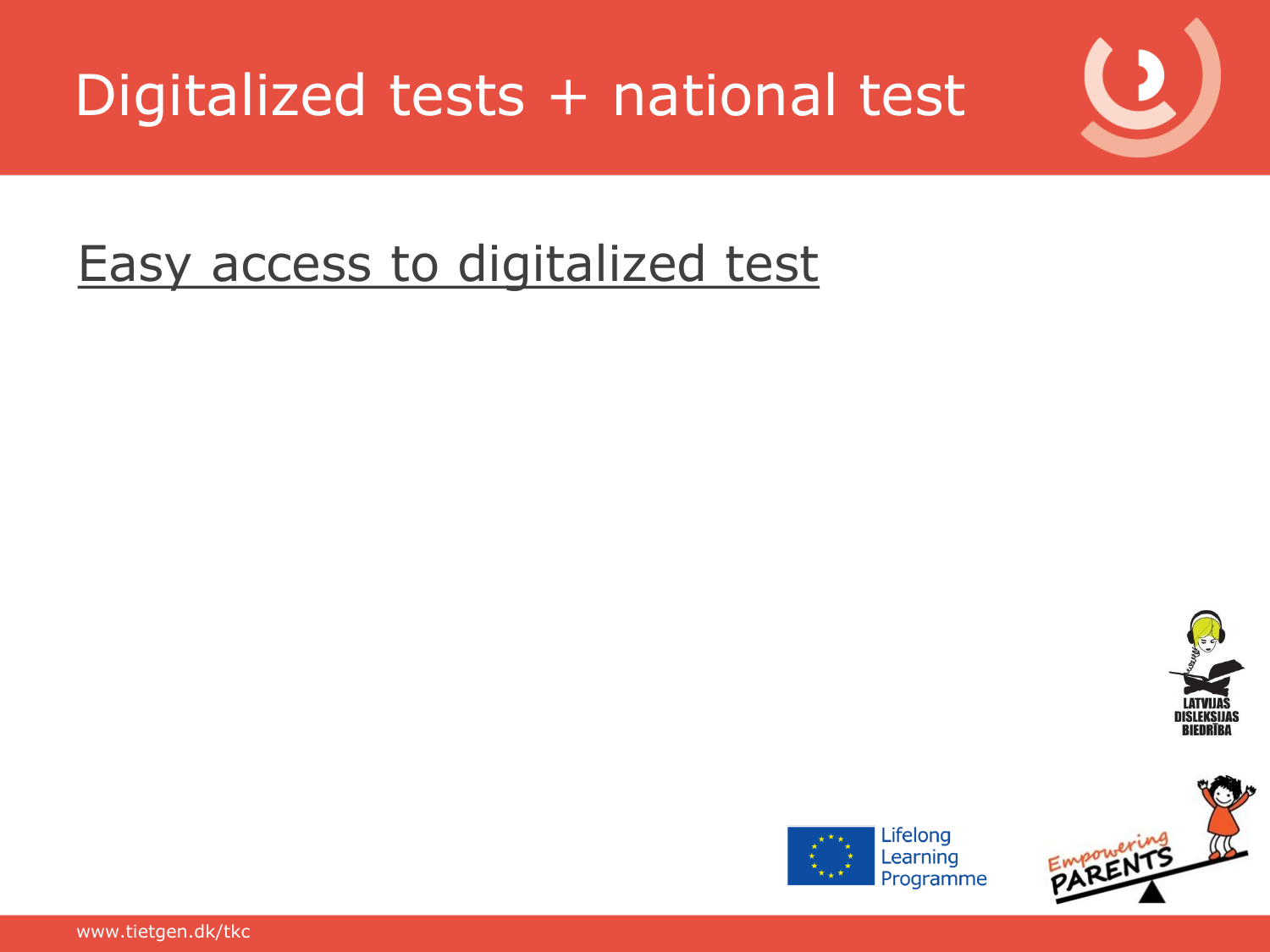# Digitalized tests + national test

Easy access to digitalized test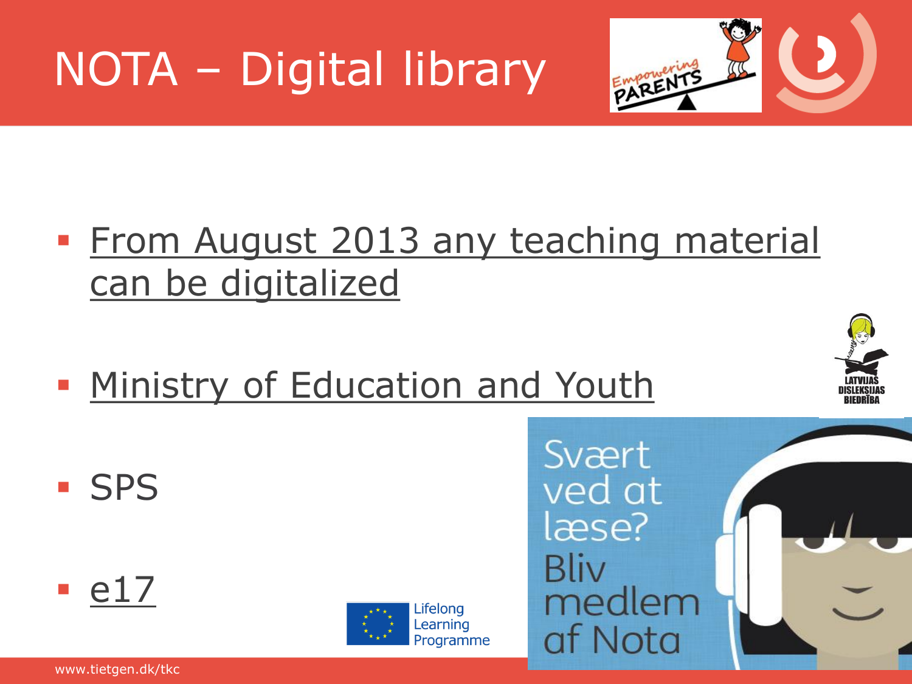# NOTA – Digital library

- From August 2013 any teaching material can be digitalized
- Ministry of Education and Youth
- SPS
- e17

Svært ved at læse? Bliv medlem af Nota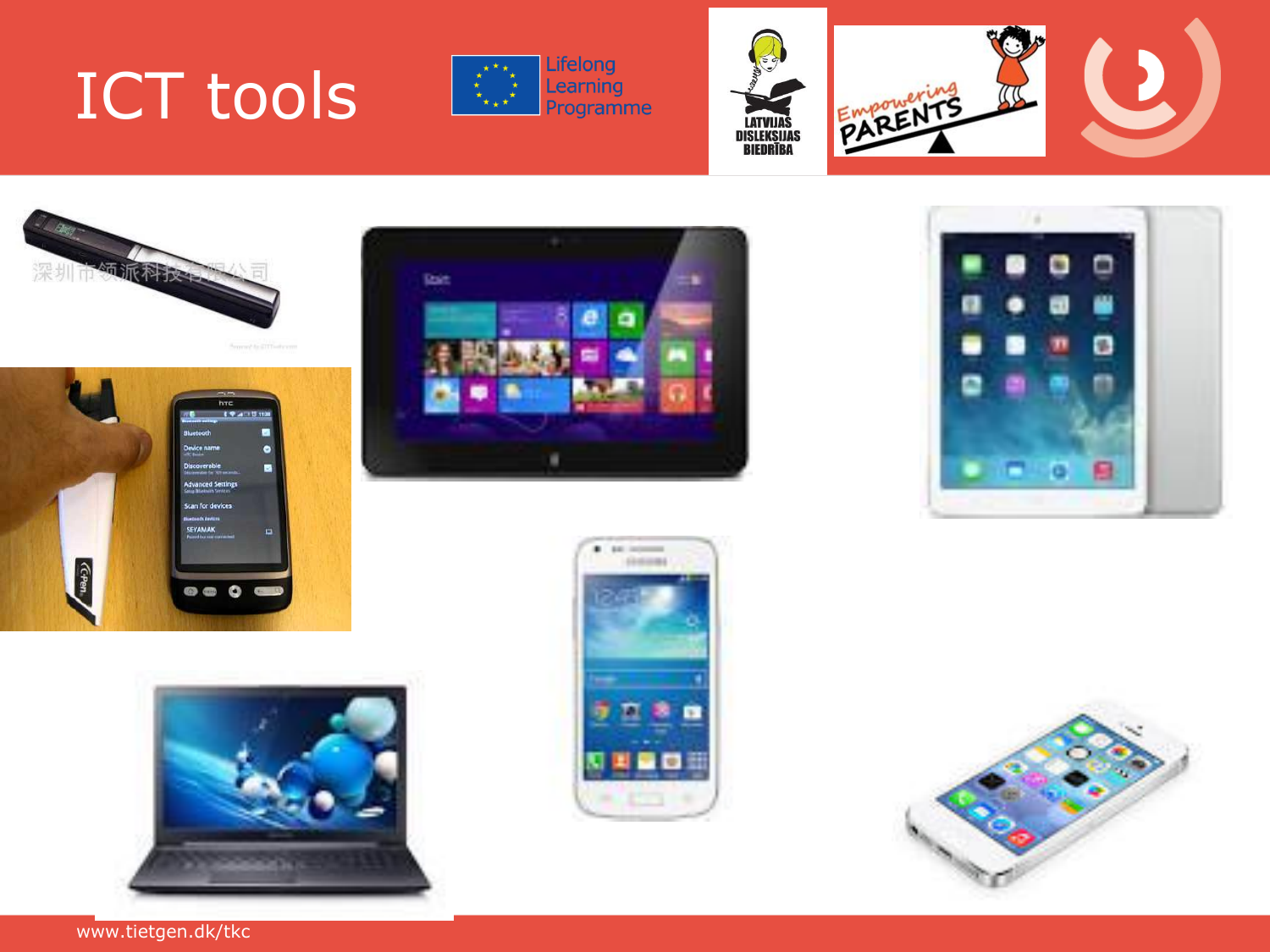# ICT tools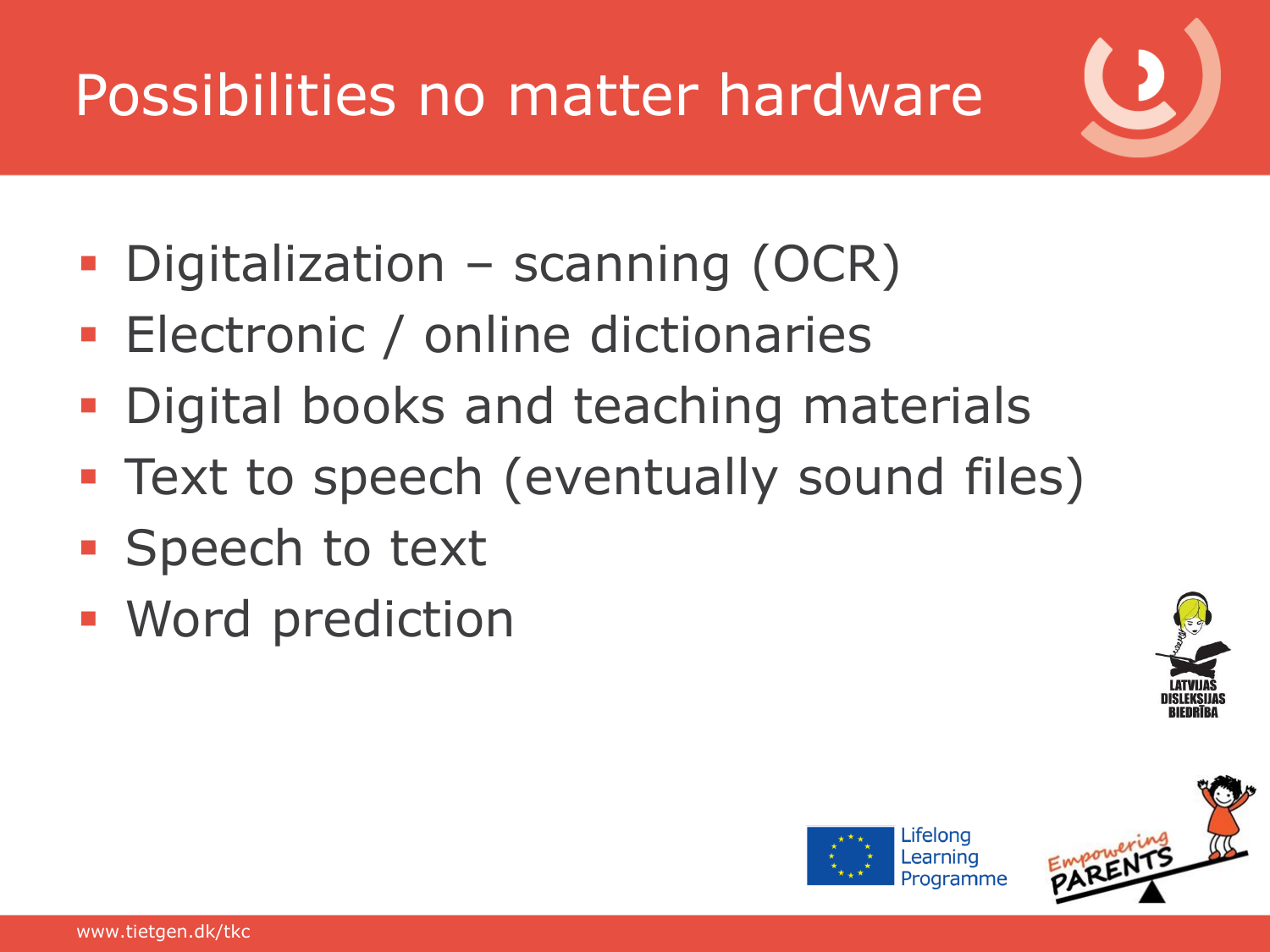# Possibilities no matter hardware

- Digitalization – scanning (OCR)
- Electronic / online dictionaries
- Digital books and teaching materials
- Text to speech (eventually sound files)
- Speech to text
- Word prediction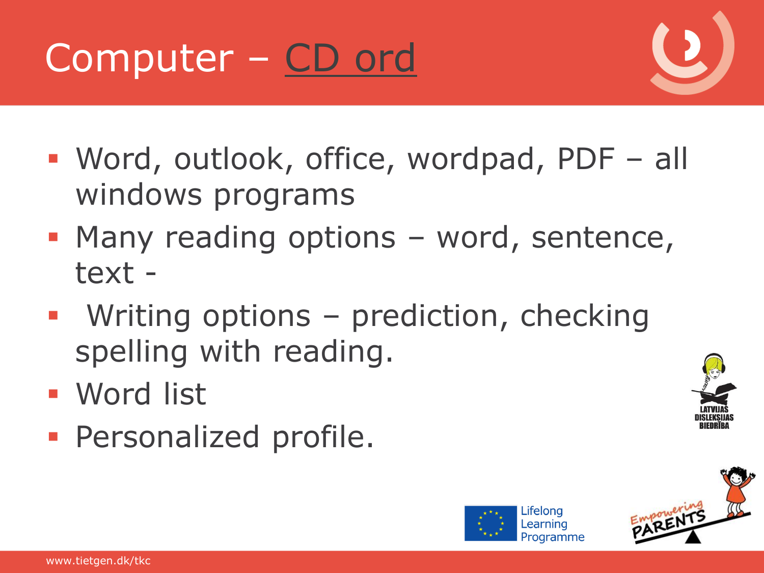# Computer – CD ord

- Word, outlook, office, wordpad, PDF – all windows programs
- Many reading options – word, sentence, text -
- Writing options – prediction, checking spelling with reading.
- Word list
- Personalized profile.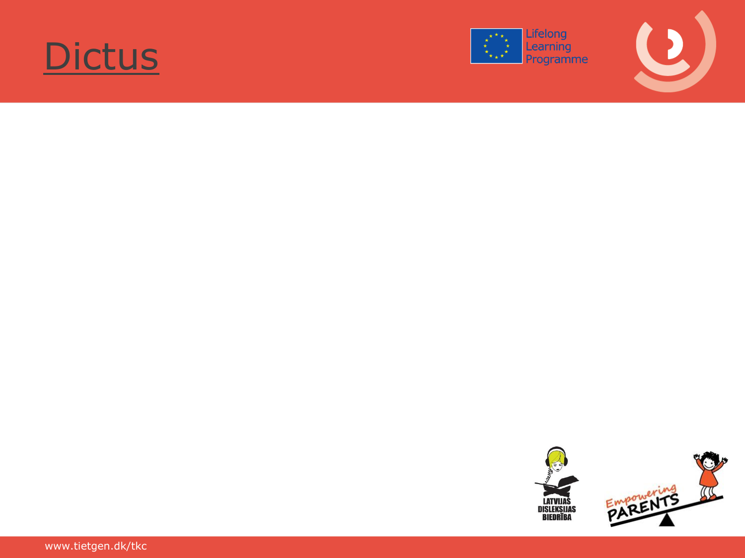# Dictus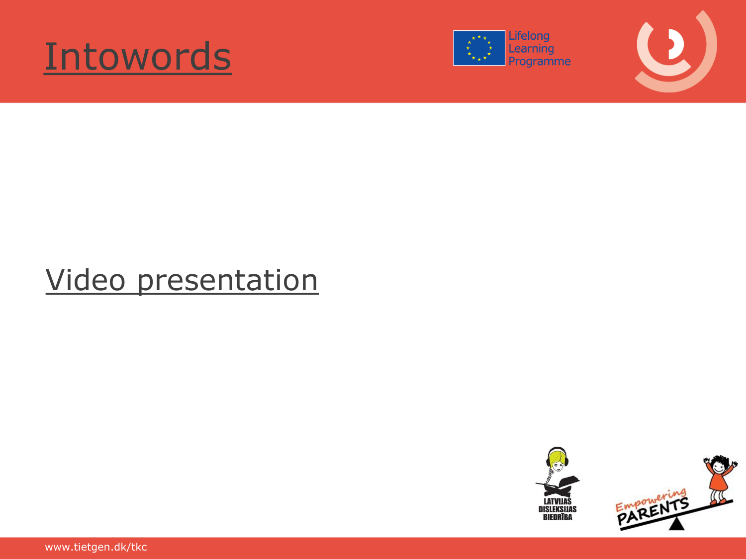# Intowords

Video presentation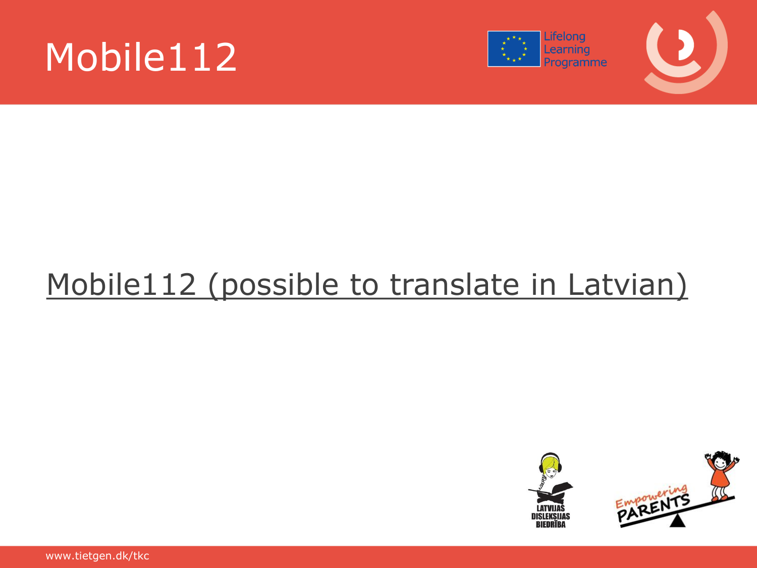# Mobile112

Mobile112 (possible to translate in Latvian)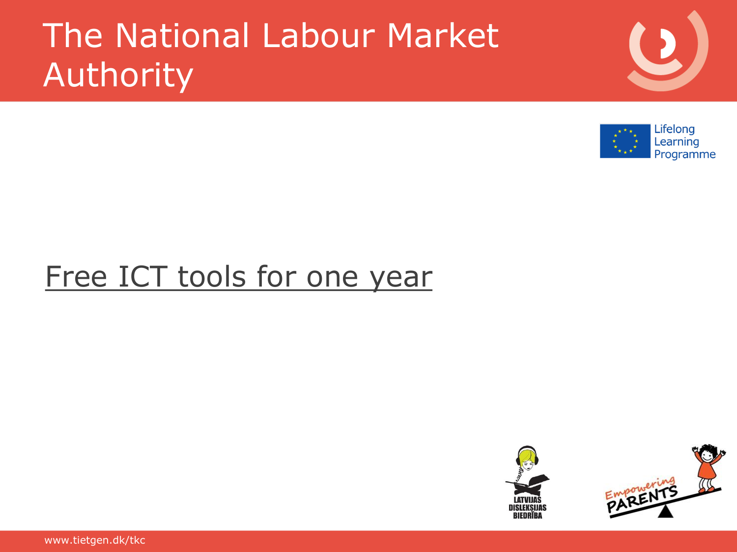# The National Labour Market Authority

Free ICT tools for one year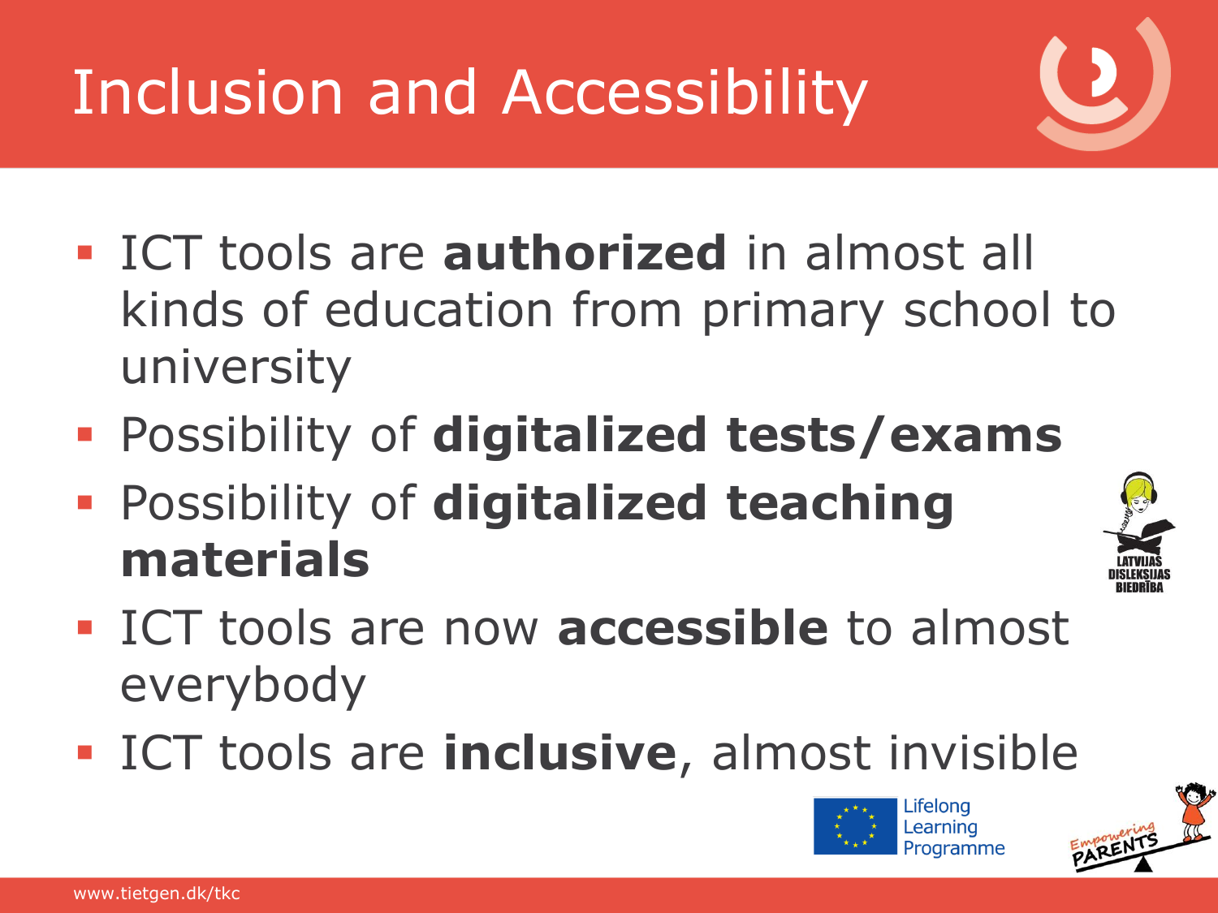# Inclusion and Accessibility

- ICT tools are **authorized** in almost all kinds of education from primary school to university
- Possibility of **digitalized tests/exams**
- Possibility of **digitalized teaching materials**
- ICT tools are now **accessible** to almost everybody
- ICT tools are **inclusive**, almost invisible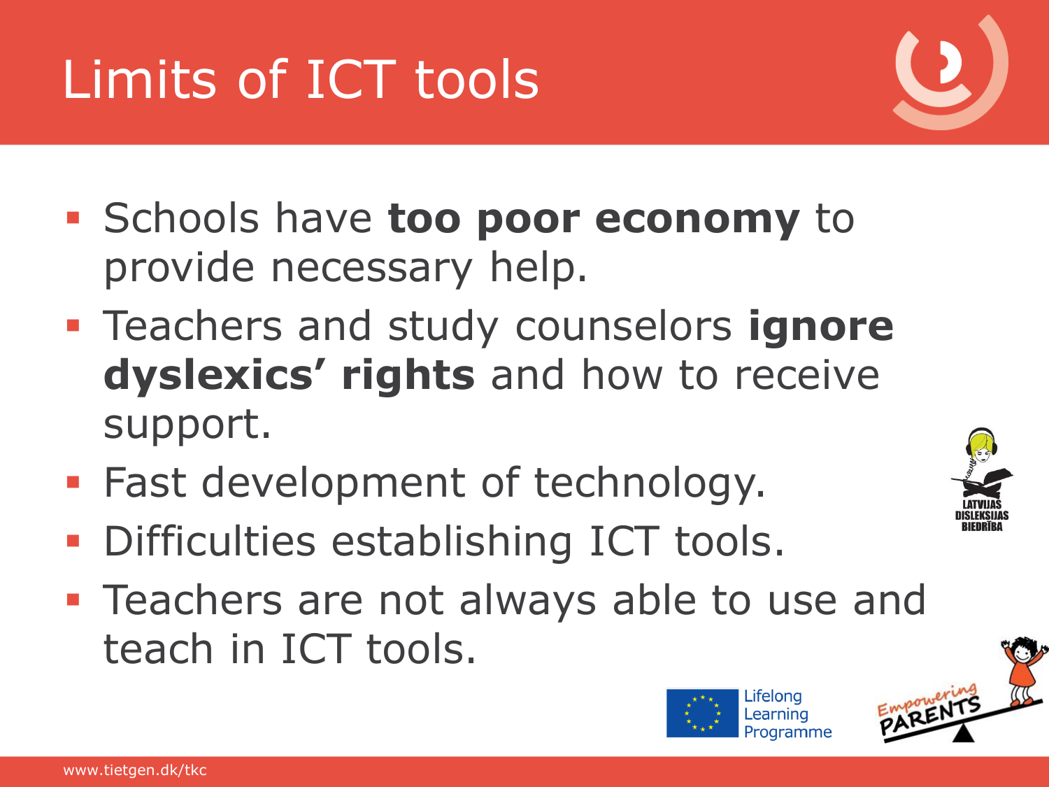# Limits of ICT tools

- Schools have **too poor economy** to provide necessary help.
- Teachers and study counselors **ignore dyslexics' rights** and how to receive support.
- Fast development of technology.
- Difficulties establishing ICT tools.
- Teachers are not always able to use and teach in ICT tools.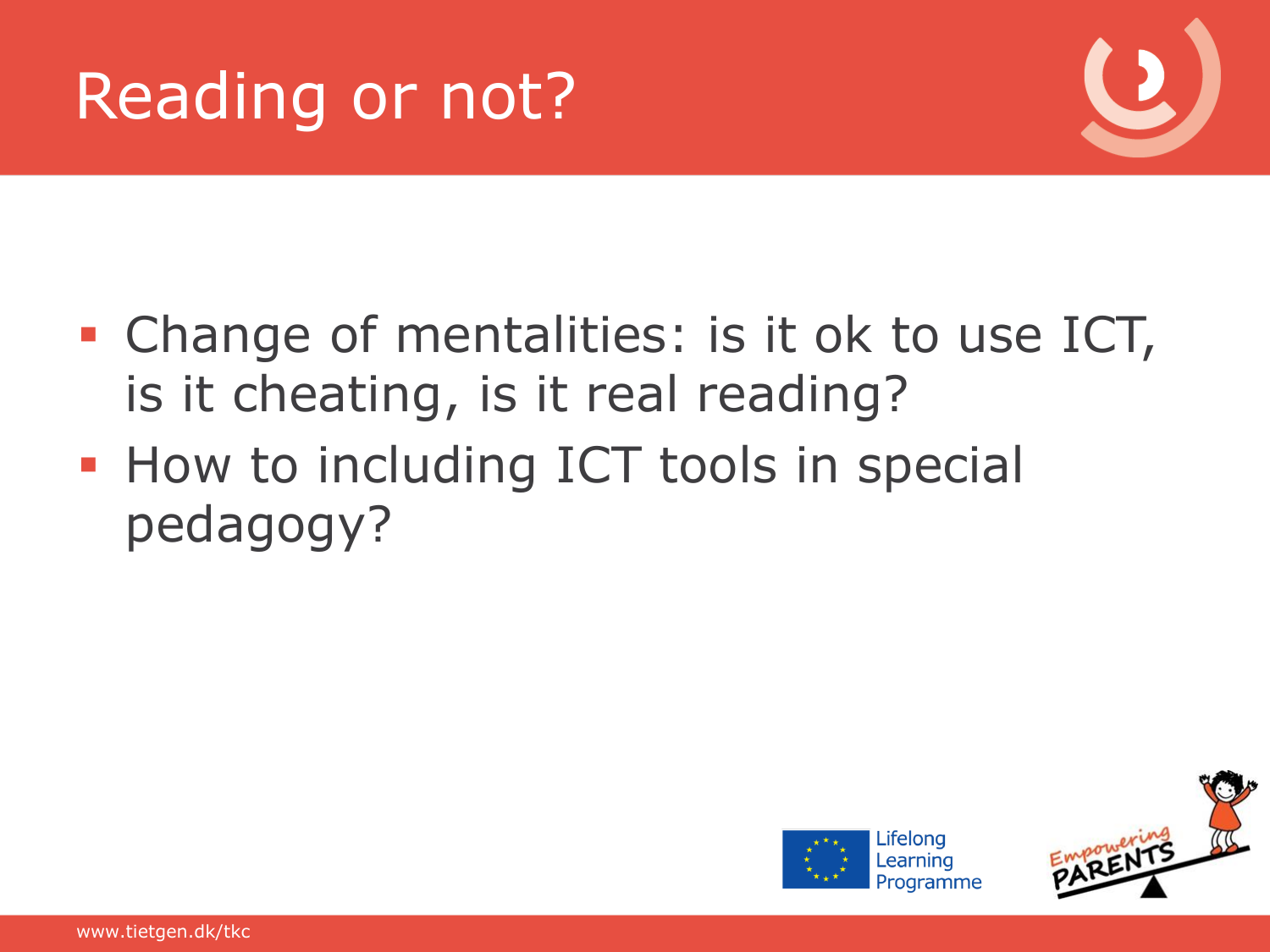# Reading or not?

- Change of mentalities: is it ok to use ICT, is it cheating, is it real reading?
- How to including ICT tools in special pedagogy?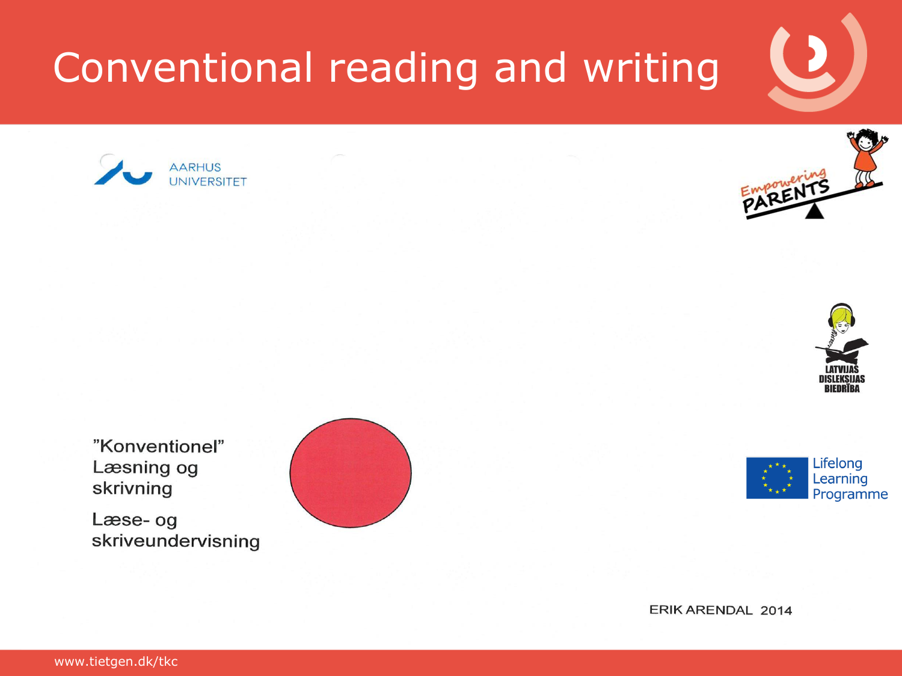# Conventional reading and writing

AARHUS UNIVERSITET

Empowering PARENTS

LATVIJAS DISLEKSIJAS BIEDRĪBA

"Konventionel" Læsning og skrivning

Læse- og skriveundervisning

Lifelong Learning Programme

ERIK ARENDAL 2014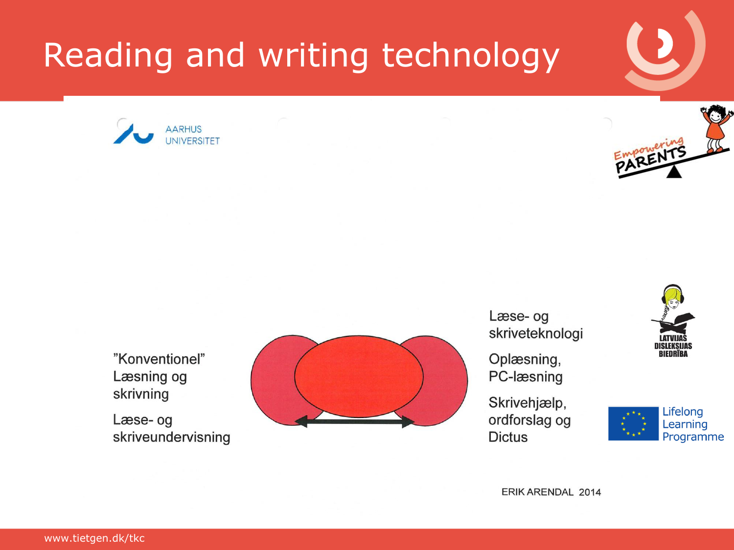# Reading and writing technology

AARHUS UNIVERSITET

”Konventionel” Læsning og skrivning

Læse- og skriveundervisning

Læse- og skriveteknologi

Oplæsning, PC-læsning

Skrivehjælp, ordforslag og Dictus

LATVIJAS DISLEKSIJAS BIEDRĪBA

Lifelong Learning Programme

ERIK ARENDAL 2014

www.tietgen.dk/tkc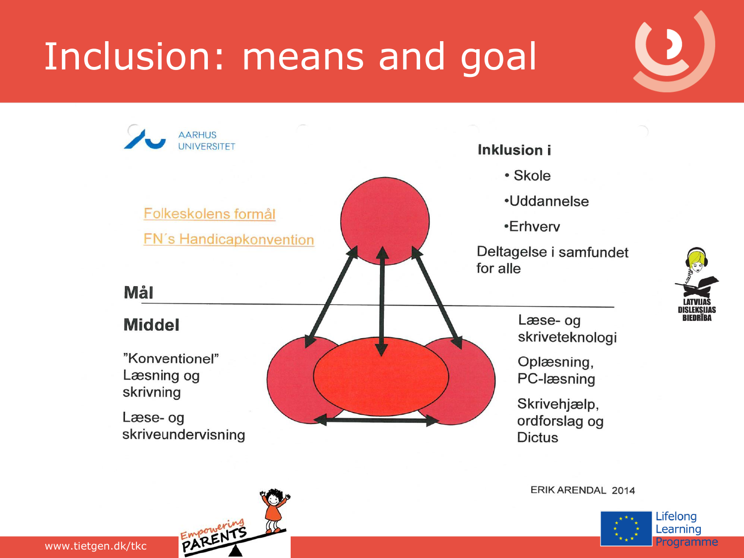# Inclusion: means and goal

AARHUS UNIVERSITET

Folkeskolens formål

FN´s Handicapkonvention

**Inklusion i**

- Skole
- Uddannelse
- Erhverv

Deltagelse i samfundet for alle

**Mål**

**Middel**

"Konventionel" Læsning og skrivning

Læse- og skriveundervisning

Læse- og skriveteknologi

Oplæsning, PC-læsning

Skrivehjælp, ordforslag og Dictus

ERIK ARENDAL 2014

LATVIJAS DISLEKSIJAS BIEDRĪBA

Empowering PARENTS

Lifelong Learning Programme

www.tietgen.dk/tkc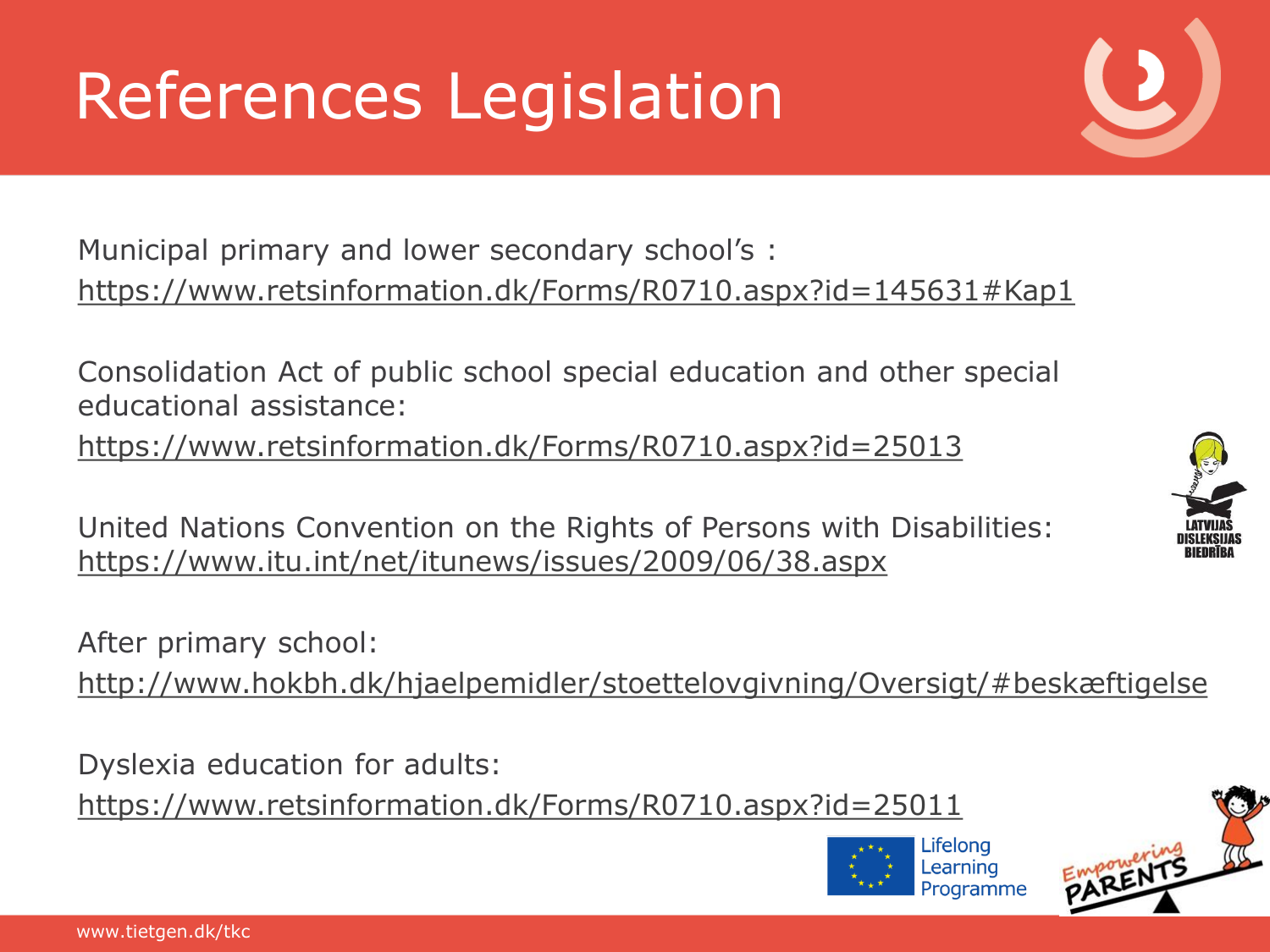# References Legislation

Municipal primary and lower secondary school's :
https://www.retsinformation.dk/Forms/R0710.aspx?id=145631#Kap1

Consolidation Act of public school special education and other special educational assistance:
https://www.retsinformation.dk/Forms/R0710.aspx?id=25013

United Nations Convention on the Rights of Persons with Disabilities:
https://www.itu.int/net/itunews/issues/2009/06/38.aspx

After primary school:
http://www.hokbh.dk/hjaelpemidler/stoettelovgivning/Oversigt/#beskæftigelse

Dyslexia education for adults:
https://www.retsinformation.dk/Forms/R0710.aspx?id=25011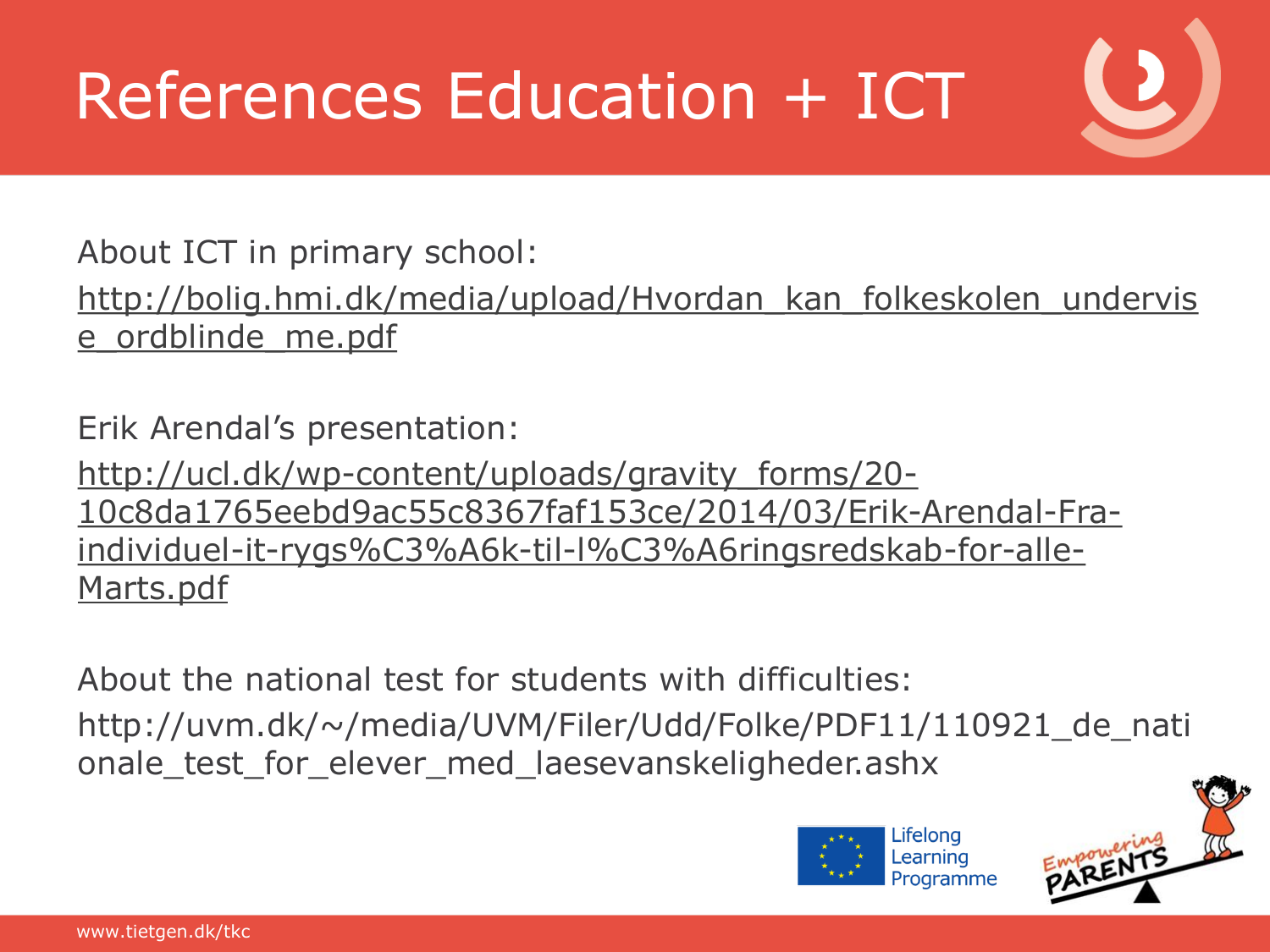# References Education + ICT

About ICT in primary school:

http://bolig.hmi.dk/media/upload/Hvordan_kan_folkeskolen_undervise_ordblinde_me.pdf

Erik Arendal's presentation:

http://ucl.dk/wp-content/uploads/gravity_forms/20-10c8da1765eebd9ac55c8367faf153ce/2014/03/Erik-Arendal-Fra-individuel-it-rygs%C3%A6k-til-l%C3%A6ringsredskab-for-alle-Marts.pdf

About the national test for students with difficulties:

http://uvm.dk/~/media/UVM/Filer/Udd/Folke/PDF11/110921_de_nationale_test_for_elever_med_laesevanskeligheder.ashx

Lifelong Learning Programme

Empowering PARENTS

www.tietgen.dk/tkc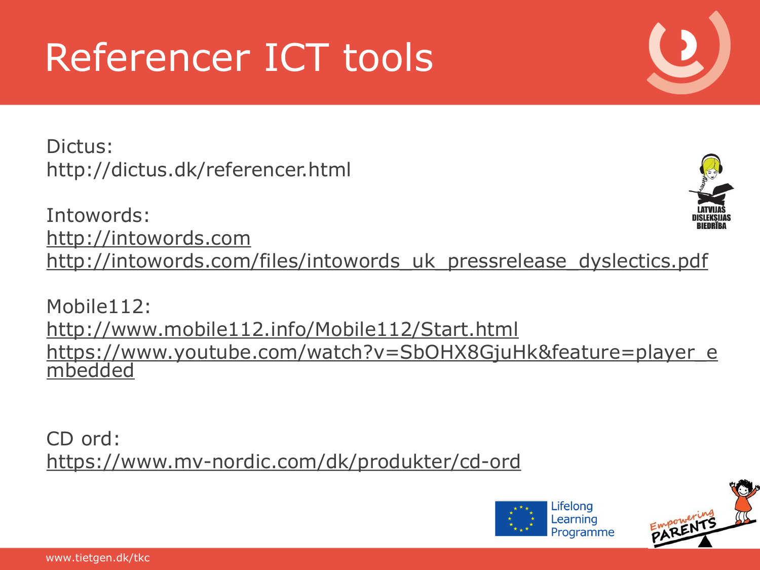# Referencer ICT tools

Dictus:
http://dictus.dk/referencer.html

Intowords:
http://intowords.com
http://intowords.com/files/intowords_uk_pressrelease_dyslectics.pdf

Mobile112:
http://www.mobile112.info/Mobile112/Start.html
https://www.youtube.com/watch?v=SbOHX8GjuHk&feature=player_embedded

CD ord:
https://www.mv-nordic.com/dk/produkter/cd-ord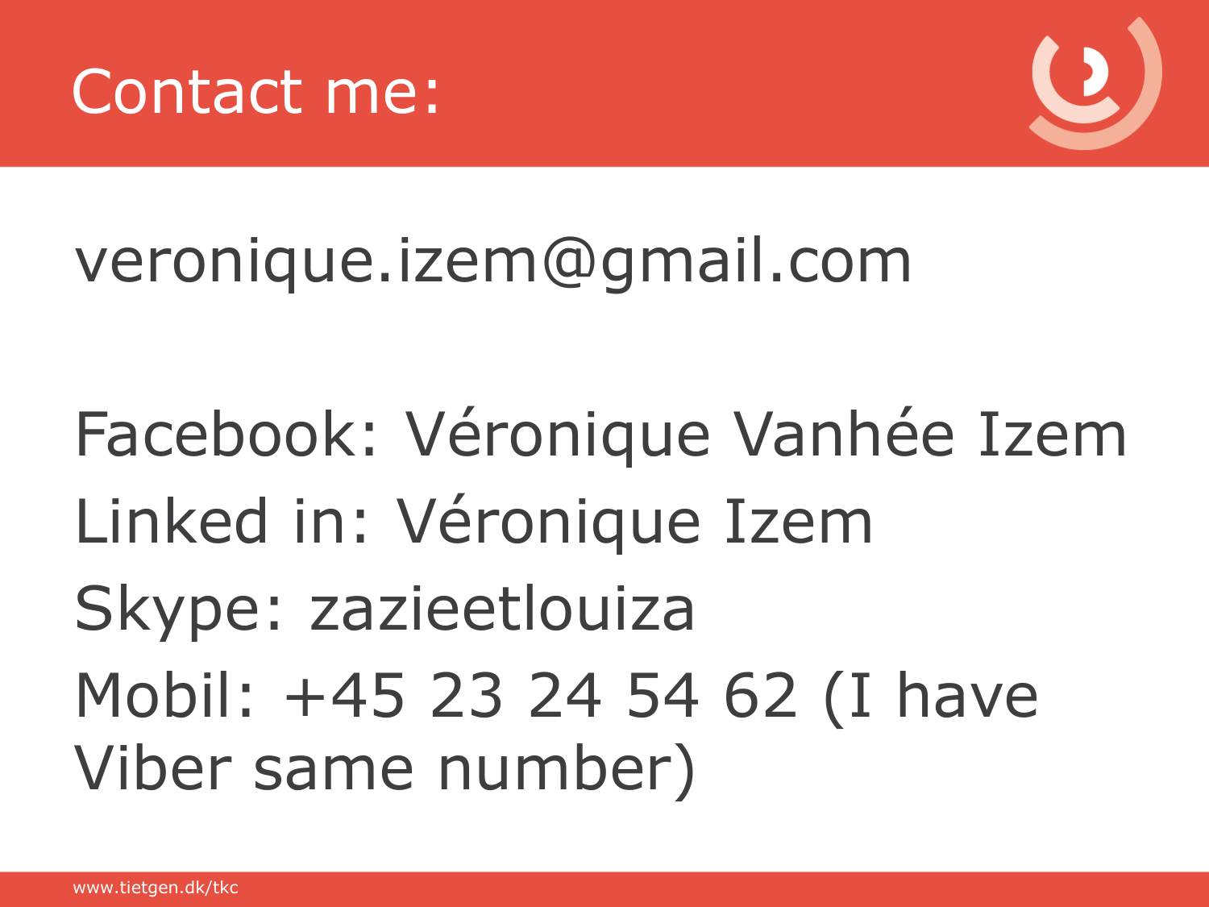# Contact me:

veronique.izem@gmail.com

Facebook: Véronique Vanhée Izem

Linked in: Véronique Izem

Skype: zazieetlouiza

Mobil: +45 23 24 54 62 (I have Viber same number)

www.tietgen.dk/tkc